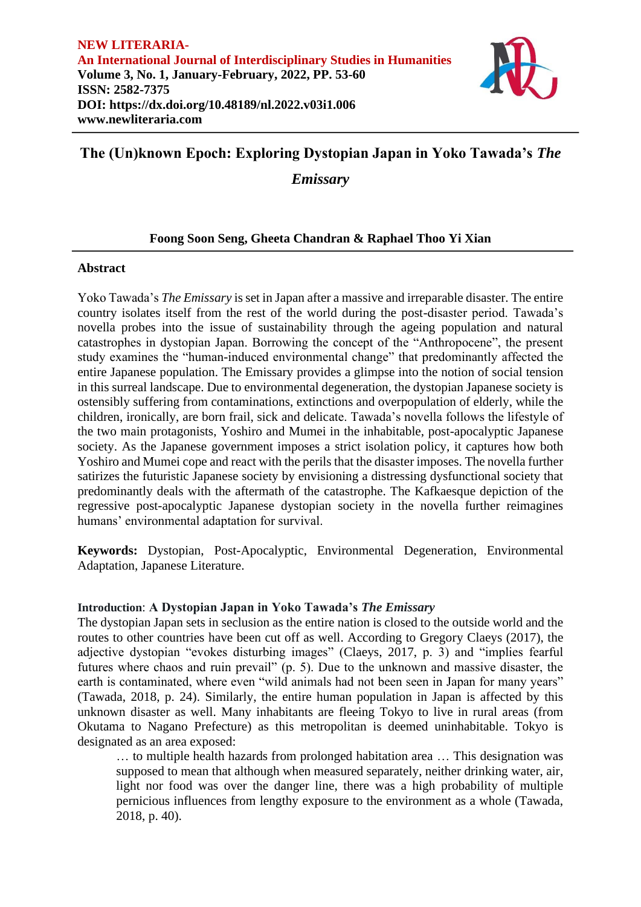NEW LITERARIA-
An International Journal of Interdisciplinary Studies in Humanities
Volume 3, No. 1, January-February, 2022, PP. 53-60
ISSN: 2582-7375
DOI: https://dx.doi.org/10.48189/nl.2022.v03i1.006
www.newliteraria.com

# The (Un)known Epoch: Exploring Dystopian Japan in Yoko Tawada's *The Emissary*

**Foong Soon Seng, Gheeta Chandran & Raphael Thoo Yi Xian**

## Abstract

Yoko Tawada's *The Emissary* is set in Japan after a massive and irreparable disaster. The entire country isolates itself from the rest of the world during the post-disaster period. Tawada's novella probes into the issue of sustainability through the ageing population and natural catastrophes in dystopian Japan. Borrowing the concept of the "Anthropocene", the present study examines the "human-induced environmental change" that predominantly affected the entire Japanese population. The Emissary provides a glimpse into the notion of social tension in this surreal landscape. Due to environmental degeneration, the dystopian Japanese society is ostensibly suffering from contaminations, extinctions and overpopulation of elderly, while the children, ironically, are born frail, sick and delicate. Tawada's novella follows the lifestyle of the two main protagonists, Yoshiro and Mumei in the inhabitable, post-apocalyptic Japanese society. As the Japanese government imposes a strict isolation policy, it captures how both Yoshiro and Mumei cope and react with the perils that the disaster imposes. The novella further satirizes the futuristic Japanese society by envisioning a distressing dysfunctional society that predominantly deals with the aftermath of the catastrophe. The Kafkaesque depiction of the regressive post-apocalyptic Japanese dystopian society in the novella further reimagines humans' environmental adaptation for survival.

**Keywords:** Dystopian, Post-Apocalyptic, Environmental Degeneration, Environmental Adaptation, Japanese Literature.

## Introduction: A Dystopian Japan in Yoko Tawada's *The Emissary*

The dystopian Japan sets in seclusion as the entire nation is closed to the outside world and the routes to other countries have been cut off as well. According to Gregory Claeys (2017), the adjective dystopian "evokes disturbing images" (Claeys, 2017, p. 3) and "implies fearful futures where chaos and ruin prevail" (p. 5). Due to the unknown and massive disaster, the earth is contaminated, where even "wild animals had not been seen in Japan for many years" (Tawada, 2018, p. 24). Similarly, the entire human population in Japan is affected by this unknown disaster as well. Many inhabitants are fleeing Tokyo to live in rural areas (from Okutama to Nagano Prefecture) as this metropolitan is deemed uninhabitable. Tokyo is designated as an area exposed:

> … to multiple health hazards from prolonged habitation area … This designation was supposed to mean that although when measured separately, neither drinking water, air, light nor food was over the danger line, there was a high probability of multiple pernicious influences from lengthy exposure to the environment as a whole (Tawada, 2018, p. 40).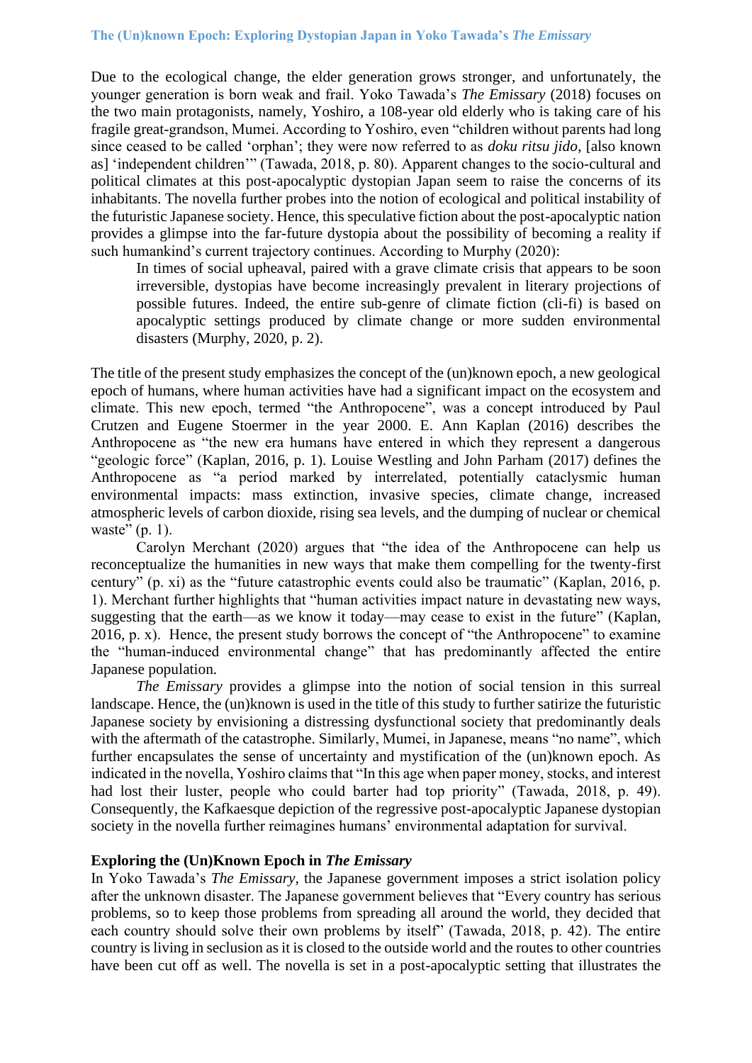Due to the ecological change, the elder generation grows stronger, and unfortunately, the younger generation is born weak and frail. Yoko Tawada's *The Emissary* (2018) focuses on the two main protagonists, namely, Yoshiro, a 108-year old elderly who is taking care of his fragile great-grandson, Mumei. According to Yoshiro, even "children without parents had long since ceased to be called 'orphan'; they were now referred to as *doku ritsu jido*, [also known as] 'independent children'" (Tawada, 2018, p. 80). Apparent changes to the socio-cultural and political climates at this post-apocalyptic dystopian Japan seem to raise the concerns of its inhabitants. The novella further probes into the notion of ecological and political instability of the futuristic Japanese society. Hence, this speculative fiction about the post-apocalyptic nation provides a glimpse into the far-future dystopia about the possibility of becoming a reality if such humankind's current trajectory continues. According to Murphy (2020):

> In times of social upheaval, paired with a grave climate crisis that appears to be soon irreversible, dystopias have become increasingly prevalent in literary projections of possible futures. Indeed, the entire sub-genre of climate fiction (cli-fi) is based on apocalyptic settings produced by climate change or more sudden environmental disasters (Murphy, 2020, p. 2).

The title of the present study emphasizes the concept of the (un)known epoch, a new geological epoch of humans, where human activities have had a significant impact on the ecosystem and climate. This new epoch, termed "the Anthropocene", was a concept introduced by Paul Crutzen and Eugene Stoermer in the year 2000. E. Ann Kaplan (2016) describes the Anthropocene as "the new era humans have entered in which they represent a dangerous "geologic force" (Kaplan, 2016, p. 1). Louise Westling and John Parham (2017) defines the Anthropocene as "a period marked by interrelated, potentially cataclysmic human environmental impacts: mass extinction, invasive species, climate change, increased atmospheric levels of carbon dioxide, rising sea levels, and the dumping of nuclear or chemical waste" (p. 1).

Carolyn Merchant (2020) argues that "the idea of the Anthropocene can help us reconceptualize the humanities in new ways that make them compelling for the twenty-first century" (p. xi) as the "future catastrophic events could also be traumatic" (Kaplan, 2016, p. 1). Merchant further highlights that "human activities impact nature in devastating new ways, suggesting that the earth—as we know it today—may cease to exist in the future" (Kaplan, 2016, p. x). Hence, the present study borrows the concept of "the Anthropocene" to examine the "human-induced environmental change" that has predominantly affected the entire Japanese population.

*The Emissary* provides a glimpse into the notion of social tension in this surreal landscape. Hence, the (un)known is used in the title of this study to further satirize the futuristic Japanese society by envisioning a distressing dysfunctional society that predominantly deals with the aftermath of the catastrophe. Similarly, Mumei, in Japanese, means "no name", which further encapsulates the sense of uncertainty and mystification of the (un)known epoch. As indicated in the novella, Yoshiro claims that "In this age when paper money, stocks, and interest had lost their luster, people who could barter had top priority" (Tawada, 2018, p. 49). Consequently, the Kafkaesque depiction of the regressive post-apocalyptic Japanese dystopian society in the novella further reimagines humans' environmental adaptation for survival.

## Exploring the (Un)Known Epoch in *The Emissary*

In Yoko Tawada's *The Emissary*, the Japanese government imposes a strict isolation policy after the unknown disaster. The Japanese government believes that "Every country has serious problems, so to keep those problems from spreading all around the world, they decided that each country should solve their own problems by itself" (Tawada, 2018, p. 42). The entire country is living in seclusion as it is closed to the outside world and the routes to other countries have been cut off as well. The novella is set in a post-apocalyptic setting that illustrates the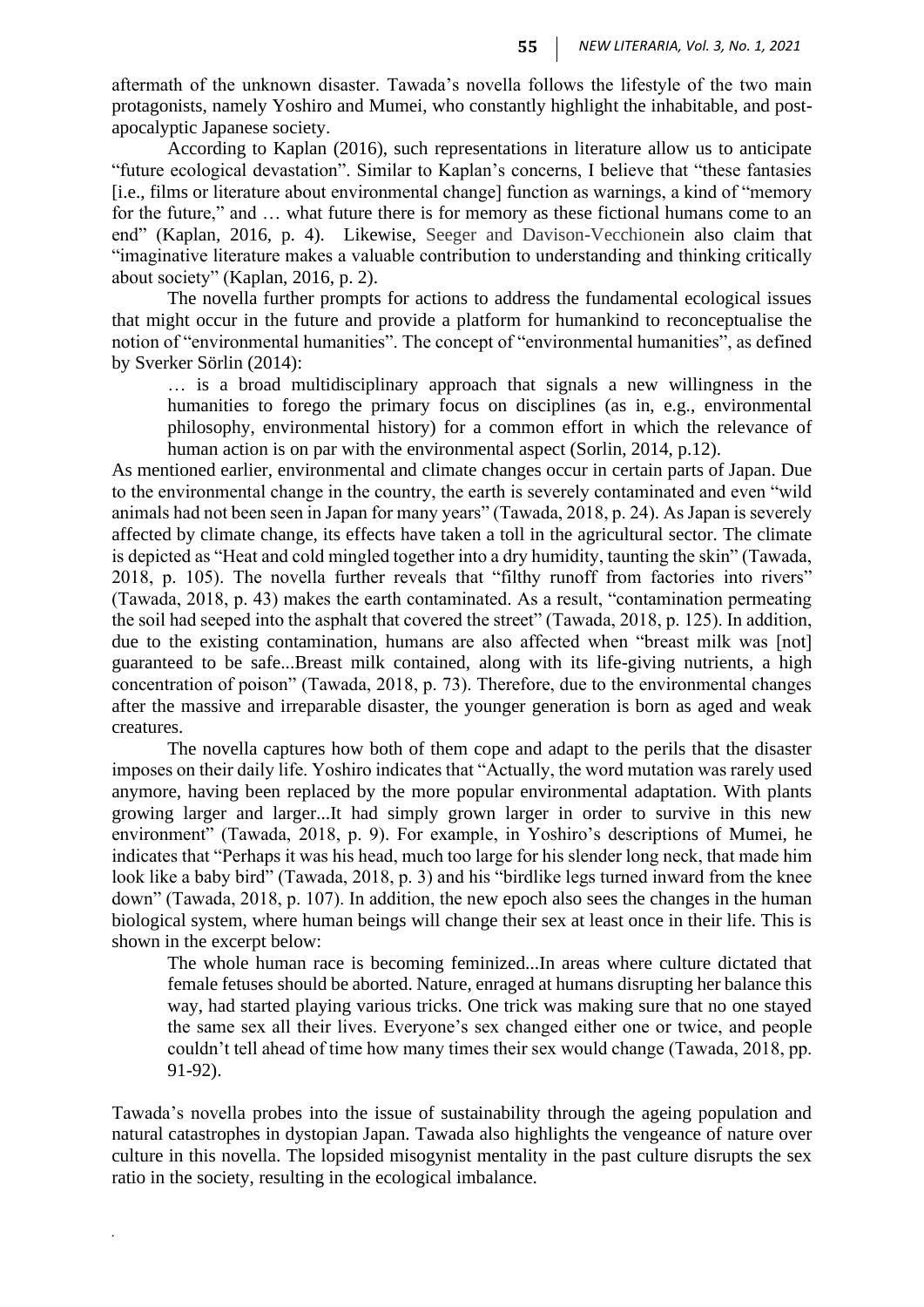aftermath of the unknown disaster. Tawada's novella follows the lifestyle of the two main protagonists, namely Yoshiro and Mumei, who constantly highlight the inhabitable, and post-apocalyptic Japanese society.

According to Kaplan (2016), such representations in literature allow us to anticipate "future ecological devastation". Similar to Kaplan's concerns, I believe that "these fantasies [i.e., films or literature about environmental change] function as warnings, a kind of "memory for the future," and … what future there is for memory as these fictional humans come to an end" (Kaplan, 2016, p. 4). Likewise, Seeger and Davison-Vecchionein also claim that "imaginative literature makes a valuable contribution to understanding and thinking critically about society" (Kaplan, 2016, p. 2).

The novella further prompts for actions to address the fundamental ecological issues that might occur in the future and provide a platform for humankind to reconceptualise the notion of "environmental humanities". The concept of "environmental humanities", as defined by Sverker Sörlin (2014):

> … is a broad multidisciplinary approach that signals a new willingness in the humanities to forego the primary focus on disciplines (as in, e.g., environmental philosophy, environmental history) for a common effort in which the relevance of human action is on par with the environmental aspect (Sorlin, 2014, p.12).

As mentioned earlier, environmental and climate changes occur in certain parts of Japan. Due to the environmental change in the country, the earth is severely contaminated and even "wild animals had not been seen in Japan for many years" (Tawada, 2018, p. 24). As Japan is severely affected by climate change, its effects have taken a toll in the agricultural sector. The climate is depicted as "Heat and cold mingled together into a dry humidity, taunting the skin" (Tawada, 2018, p. 105). The novella further reveals that "filthy runoff from factories into rivers" (Tawada, 2018, p. 43) makes the earth contaminated. As a result, "contamination permeating the soil had seeped into the asphalt that covered the street" (Tawada, 2018, p. 125). In addition, due to the existing contamination, humans are also affected when "breast milk was [not] guaranteed to be safe...Breast milk contained, along with its life-giving nutrients, a high concentration of poison" (Tawada, 2018, p. 73). Therefore, due to the environmental changes after the massive and irreparable disaster, the younger generation is born as aged and weak creatures.

The novella captures how both of them cope and adapt to the perils that the disaster imposes on their daily life. Yoshiro indicates that "Actually, the word mutation was rarely used anymore, having been replaced by the more popular environmental adaptation. With plants growing larger and larger...It had simply grown larger in order to survive in this new environment" (Tawada, 2018, p. 9). For example, in Yoshiro's descriptions of Mumei, he indicates that "Perhaps it was his head, much too large for his slender long neck, that made him look like a baby bird" (Tawada, 2018, p. 3) and his "birdlike legs turned inward from the knee down" (Tawada, 2018, p. 107). In addition, the new epoch also sees the changes in the human biological system, where human beings will change their sex at least once in their life. This is shown in the excerpt below:

> The whole human race is becoming feminized...In areas where culture dictated that female fetuses should be aborted. Nature, enraged at humans disrupting her balance this way, had started playing various tricks. One trick was making sure that no one stayed the same sex all their lives. Everyone's sex changed either one or twice, and people couldn't tell ahead of time how many times their sex would change (Tawada, 2018, pp. 91-92).

Tawada's novella probes into the issue of sustainability through the ageing population and natural catastrophes in dystopian Japan. Tawada also highlights the vengeance of nature over culture in this novella. The lopsided misogynist mentality in the past culture disrupts the sex ratio in the society, resulting in the ecological imbalance.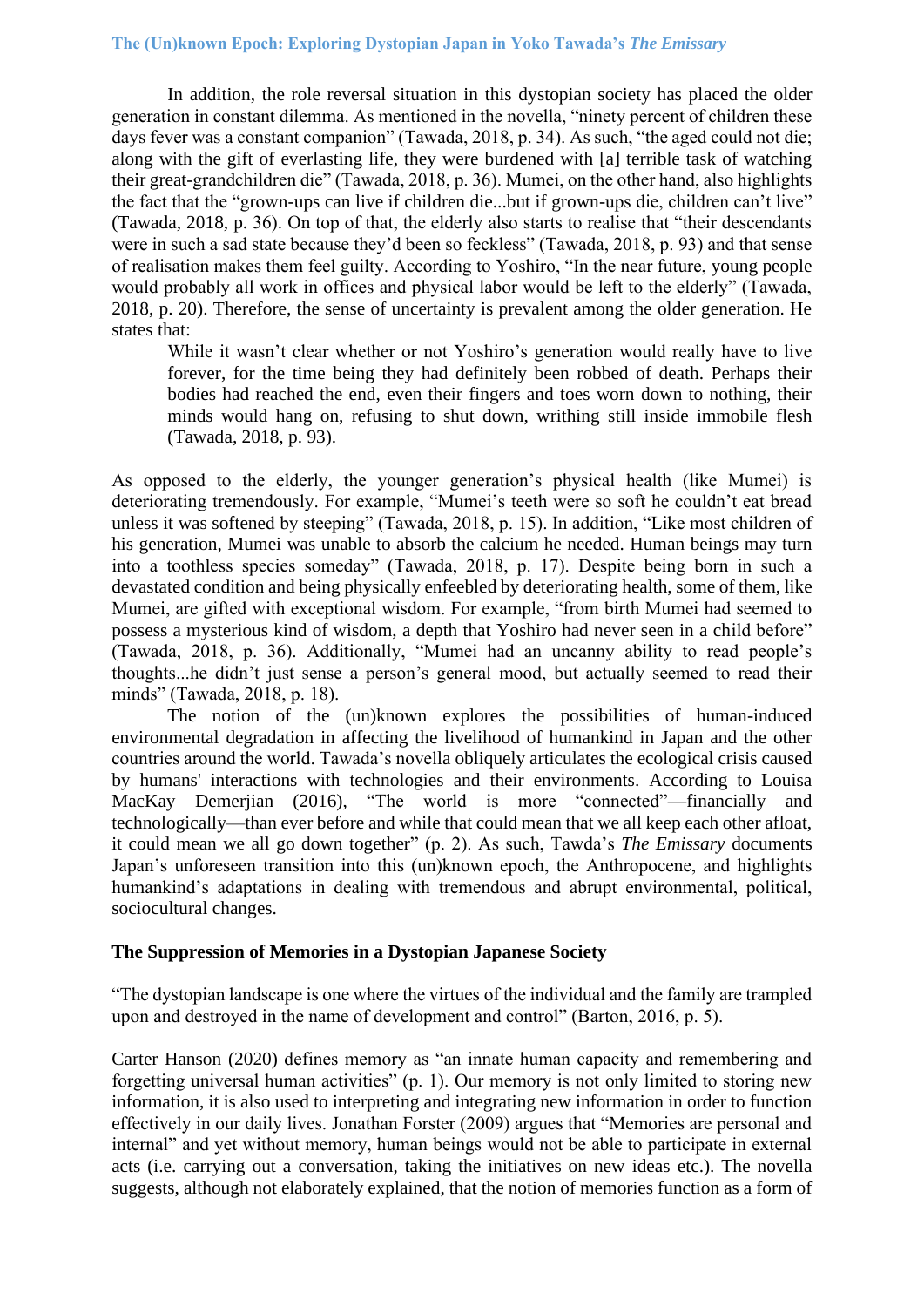In addition, the role reversal situation in this dystopian society has placed the older generation in constant dilemma. As mentioned in the novella, "ninety percent of children these days fever was a constant companion" (Tawada, 2018, p. 34). As such, "the aged could not die; along with the gift of everlasting life, they were burdened with [a] terrible task of watching their great-grandchildren die" (Tawada, 2018, p. 36). Mumei, on the other hand, also highlights the fact that the "grown-ups can live if children die...but if grown-ups die, children can't live" (Tawada, 2018, p. 36). On top of that, the elderly also starts to realise that "their descendants were in such a sad state because they'd been so feckless" (Tawada, 2018, p. 93) and that sense of realisation makes them feel guilty. According to Yoshiro, "In the near future, young people would probably all work in offices and physical labor would be left to the elderly" (Tawada, 2018, p. 20). Therefore, the sense of uncertainty is prevalent among the older generation. He states that:

> While it wasn't clear whether or not Yoshiro's generation would really have to live forever, for the time being they had definitely been robbed of death. Perhaps their bodies had reached the end, even their fingers and toes worn down to nothing, their minds would hang on, refusing to shut down, writhing still inside immobile flesh (Tawada, 2018, p. 93).

As opposed to the elderly, the younger generation's physical health (like Mumei) is deteriorating tremendously. For example, "Mumei's teeth were so soft he couldn't eat bread unless it was softened by steeping" (Tawada, 2018, p. 15). In addition, "Like most children of his generation, Mumei was unable to absorb the calcium he needed. Human beings may turn into a toothless species someday" (Tawada, 2018, p. 17). Despite being born in such a devastated condition and being physically enfeebled by deteriorating health, some of them, like Mumei, are gifted with exceptional wisdom. For example, "from birth Mumei had seemed to possess a mysterious kind of wisdom, a depth that Yoshiro had never seen in a child before" (Tawada, 2018, p. 36). Additionally, "Mumei had an uncanny ability to read people's thoughts...he didn't just sense a person's general mood, but actually seemed to read their minds" (Tawada, 2018, p. 18).

The notion of the (un)known explores the possibilities of human-induced environmental degradation in affecting the livelihood of humankind in Japan and the other countries around the world. Tawada's novella obliquely articulates the ecological crisis caused by humans' interactions with technologies and their environments. According to Louisa MacKay Demerjian (2016), "The world is more "connected"—financially and technologically—than ever before and while that could mean that we all keep each other afloat, it could mean we all go down together" (p. 2). As such, Tawda's *The Emissary* documents Japan's unforeseen transition into this (un)known epoch, the Anthropocene, and highlights humankind's adaptations in dealing with tremendous and abrupt environmental, political, sociocultural changes.

## The Suppression of Memories in a Dystopian Japanese Society

"The dystopian landscape is one where the virtues of the individual and the family are trampled upon and destroyed in the name of development and control" (Barton, 2016, p. 5).

Carter Hanson (2020) defines memory as "an innate human capacity and remembering and forgetting universal human activities" (p. 1). Our memory is not only limited to storing new information, it is also used to interpreting and integrating new information in order to function effectively in our daily lives. Jonathan Forster (2009) argues that "Memories are personal and internal" and yet without memory, human beings would not be able to participate in external acts (i.e. carrying out a conversation, taking the initiatives on new ideas etc.). The novella suggests, although not elaborately explained, that the notion of memories function as a form of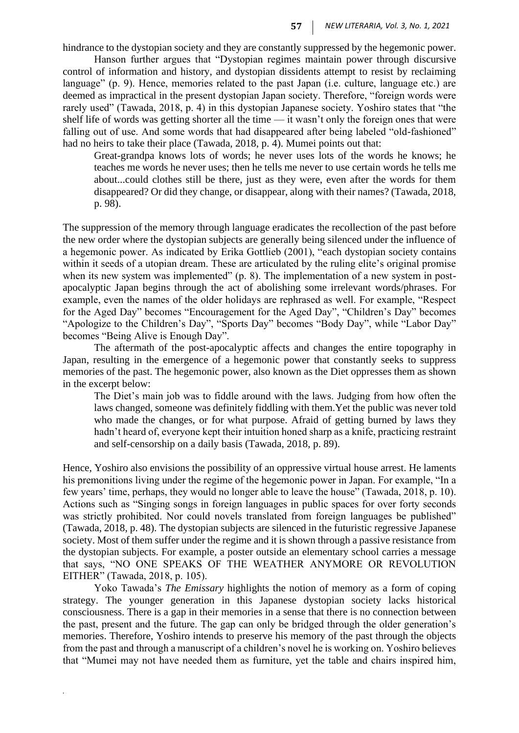hindrance to the dystopian society and they are constantly suppressed by the hegemonic power.

Hanson further argues that "Dystopian regimes maintain power through discursive control of information and history, and dystopian dissidents attempt to resist by reclaiming language" (p. 9). Hence, memories related to the past Japan (i.e. culture, language etc.) are deemed as impractical in the present dystopian Japan society. Therefore, "foreign words were rarely used" (Tawada, 2018, p. 4) in this dystopian Japanese society. Yoshiro states that "the shelf life of words was getting shorter all the time — it wasn't only the foreign ones that were falling out of use. And some words that had disappeared after being labeled "old-fashioned" had no heirs to take their place (Tawada, 2018, p. 4). Mumei points out that:

> Great-grandpa knows lots of words; he never uses lots of the words he knows; he teaches me words he never uses; then he tells me never to use certain words he tells me about...could clothes still be there, just as they were, even after the words for them disappeared? Or did they change, or disappear, along with their names? (Tawada, 2018, p. 98).

The suppression of the memory through language eradicates the recollection of the past before the new order where the dystopian subjects are generally being silenced under the influence of a hegemonic power. As indicated by Erika Gottlieb (2001), "each dystopian society contains within it seeds of a utopian dream. These are articulated by the ruling elite's original promise when its new system was implemented" (p. 8). The implementation of a new system in post-apocalyptic Japan begins through the act of abolishing some irrelevant words/phrases. For example, even the names of the older holidays are rephrased as well. For example, "Respect for the Aged Day" becomes "Encouragement for the Aged Day", "Children's Day" becomes "Apologize to the Children's Day", "Sports Day" becomes "Body Day", while "Labor Day" becomes "Being Alive is Enough Day".

The aftermath of the post-apocalyptic affects and changes the entire topography in Japan, resulting in the emergence of a hegemonic power that constantly seeks to suppress memories of the past. The hegemonic power, also known as the Diet oppresses them as shown in the excerpt below:

> The Diet's main job was to fiddle around with the laws. Judging from how often the laws changed, someone was definitely fiddling with them.Yet the public was never told who made the changes, or for what purpose. Afraid of getting burned by laws they hadn't heard of, everyone kept their intuition honed sharp as a knife, practicing restraint and self-censorship on a daily basis (Tawada, 2018, p. 89).

Hence, Yoshiro also envisions the possibility of an oppressive virtual house arrest. He laments his premonitions living under the regime of the hegemonic power in Japan. For example, "In a few years' time, perhaps, they would no longer able to leave the house" (Tawada, 2018, p. 10). Actions such as "Singing songs in foreign languages in public spaces for over forty seconds was strictly prohibited. Nor could novels translated from foreign languages be published" (Tawada, 2018, p. 48). The dystopian subjects are silenced in the futuristic regressive Japanese society. Most of them suffer under the regime and it is shown through a passive resistance from the dystopian subjects. For example, a poster outside an elementary school carries a message that says, "NO ONE SPEAKS OF THE WEATHER ANYMORE OR REVOLUTION EITHER" (Tawada, 2018, p. 105).

Yoko Tawada's *The Emissary* highlights the notion of memory as a form of coping strategy. The younger generation in this Japanese dystopian society lacks historical consciousness. There is a gap in their memories in a sense that there is no connection between the past, present and the future. The gap can only be bridged through the older generation's memories. Therefore, Yoshiro intends to preserve his memory of the past through the objects from the past and through a manuscript of a children's novel he is working on. Yoshiro believes that "Mumei may not have needed them as furniture, yet the table and chairs inspired him,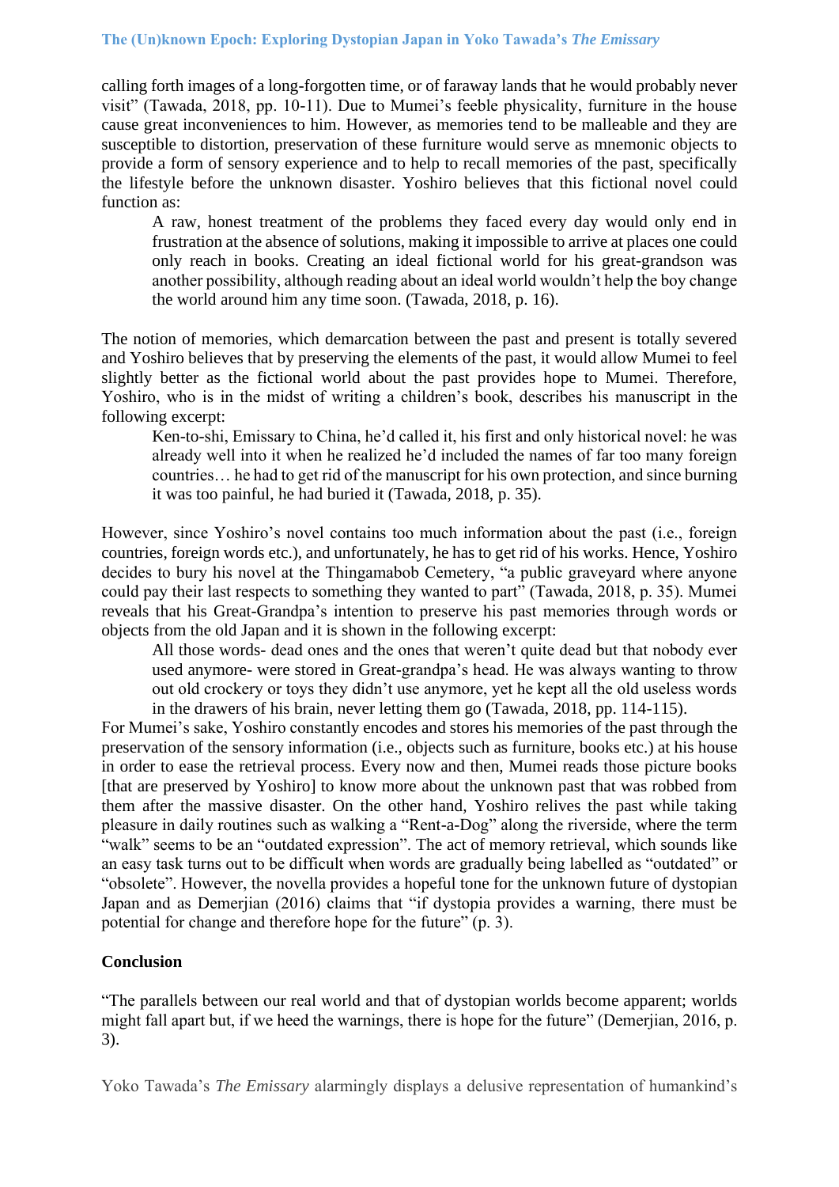calling forth images of a long-forgotten time, or of faraway lands that he would probably never visit" (Tawada, 2018, pp. 10-11). Due to Mumei's feeble physicality, furniture in the house cause great inconveniences to him. However, as memories tend to be malleable and they are susceptible to distortion, preservation of these furniture would serve as mnemonic objects to provide a form of sensory experience and to help to recall memories of the past, specifically the lifestyle before the unknown disaster. Yoshiro believes that this fictional novel could function as:

> A raw, honest treatment of the problems they faced every day would only end in frustration at the absence of solutions, making it impossible to arrive at places one could only reach in books. Creating an ideal fictional world for his great-grandson was another possibility, although reading about an ideal world wouldn't help the boy change the world around him any time soon. (Tawada, 2018, p. 16).

The notion of memories, which demarcation between the past and present is totally severed and Yoshiro believes that by preserving the elements of the past, it would allow Mumei to feel slightly better as the fictional world about the past provides hope to Mumei. Therefore, Yoshiro, who is in the midst of writing a children's book, describes his manuscript in the following excerpt:

> Ken-to-shi, Emissary to China, he'd called it, his first and only historical novel: he was already well into it when he realized he'd included the names of far too many foreign countries… he had to get rid of the manuscript for his own protection, and since burning it was too painful, he had buried it (Tawada, 2018, p. 35).

However, since Yoshiro's novel contains too much information about the past (i.e., foreign countries, foreign words etc.), and unfortunately, he has to get rid of his works. Hence, Yoshiro decides to bury his novel at the Thingamabob Cemetery, "a public graveyard where anyone could pay their last respects to something they wanted to part" (Tawada, 2018, p. 35). Mumei reveals that his Great-Grandpa's intention to preserve his past memories through words or objects from the old Japan and it is shown in the following excerpt:

> All those words- dead ones and the ones that weren't quite dead but that nobody ever used anymore- were stored in Great-grandpa's head. He was always wanting to throw out old crockery or toys they didn't use anymore, yet he kept all the old useless words in the drawers of his brain, never letting them go (Tawada, 2018, pp. 114-115).

For Mumei's sake, Yoshiro constantly encodes and stores his memories of the past through the preservation of the sensory information (i.e., objects such as furniture, books etc.) at his house in order to ease the retrieval process. Every now and then, Mumei reads those picture books [that are preserved by Yoshiro] to know more about the unknown past that was robbed from them after the massive disaster. On the other hand, Yoshiro relives the past while taking pleasure in daily routines such as walking a "Rent-a-Dog" along the riverside, where the term "walk" seems to be an "outdated expression". The act of memory retrieval, which sounds like an easy task turns out to be difficult when words are gradually being labelled as "outdated" or "obsolete". However, the novella provides a hopeful tone for the unknown future of dystopian Japan and as Demerjian (2016) claims that "if dystopia provides a warning, there must be potential for change and therefore hope for the future" (p. 3).

## Conclusion

"The parallels between our real world and that of dystopian worlds become apparent; worlds might fall apart but, if we heed the warnings, there is hope for the future" (Demerjian, 2016, p. 3).

Yoko Tawada's *The Emissary* alarmingly displays a delusive representation of humankind's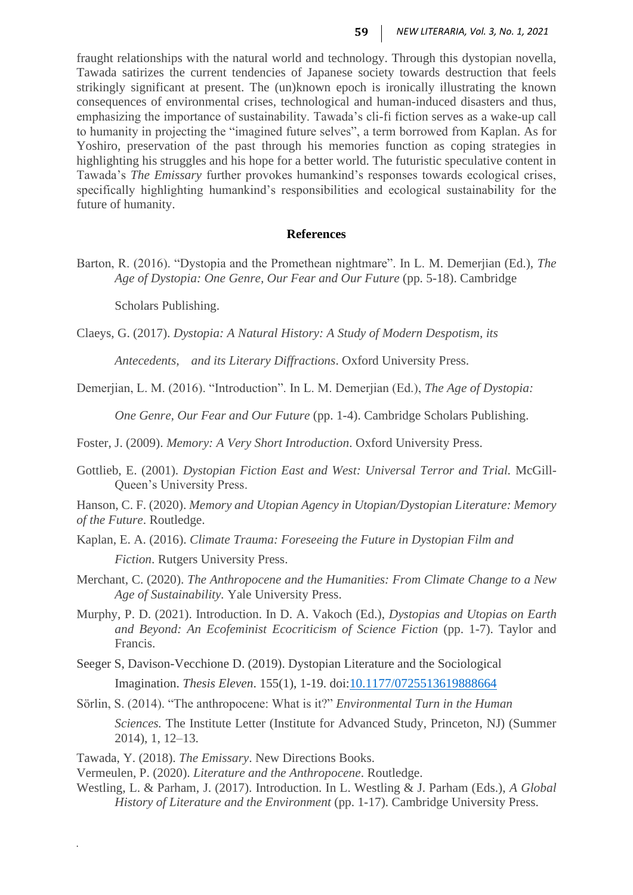fraught relationships with the natural world and technology. Through this dystopian novella, Tawada satirizes the current tendencies of Japanese society towards destruction that feels strikingly significant at present. The (un)known epoch is ironically illustrating the known consequences of environmental crises, technological and human-induced disasters and thus, emphasizing the importance of sustainability. Tawada's cli-fi fiction serves as a wake-up call to humanity in projecting the "imagined future selves", a term borrowed from Kaplan. As for Yoshiro, preservation of the past through his memories function as coping strategies in highlighting his struggles and his hope for a better world. The futuristic speculative content in Tawada's *The Emissary* further provokes humankind's responses towards ecological crises, specifically highlighting humankind's responsibilities and ecological sustainability for the future of humanity.

## References

Barton, R. (2016). "Dystopia and the Promethean nightmare". In L. M. Demerjian (Ed.), *The Age of Dystopia: One Genre, Our Fear and Our Future* (pp. 5-18). Cambridge Scholars Publishing.

Claeys, G. (2017). *Dystopia: A Natural History: A Study of Modern Despotism, its Antecedents, and its Literary Diffractions*. Oxford University Press.

Demerjian, L. M. (2016). "Introduction". In L. M. Demerjian (Ed.), *The Age of Dystopia: One Genre, Our Fear and Our Future* (pp. 1-4). Cambridge Scholars Publishing.

Foster, J. (2009). *Memory: A Very Short Introduction*. Oxford University Press.

Gottlieb, E. (2001). *Dystopian Fiction East and West: Universal Terror and Trial.* McGill-Queen's University Press.

Hanson, C. F. (2020). *Memory and Utopian Agency in Utopian/Dystopian Literature: Memory of the Future*. Routledge.

Kaplan, E. A. (2016). *Climate Trauma: Foreseeing the Future in Dystopian Film and Fiction*. Rutgers University Press.

Merchant, C. (2020). *The Anthropocene and the Humanities: From Climate Change to a New Age of Sustainability.* Yale University Press.

Murphy, P. D. (2021). Introduction. In D. A. Vakoch (Ed.), *Dystopias and Utopias on Earth and Beyond: An Ecofeminist Ecocriticism of Science Fiction* (pp. 1-7). Taylor and Francis.

Seeger S, Davison-Vecchione D. (2019). Dystopian Literature and the Sociological Imagination. *Thesis Eleven*. 155(1), 1-19. doi:10.1177/0725513619888664

Sörlin, S. (2014). "The anthropocene: What is it?" *Environmental Turn in the Human Sciences.* The Institute Letter (Institute for Advanced Study, Princeton, NJ) (Summer 2014), 1, 12–13.

Tawada, Y. (2018). *The Emissary*. New Directions Books.

Vermeulen, P. (2020). *Literature and the Anthropocene*. Routledge.

Westling, L. & Parham, J. (2017). Introduction. In L. Westling & J. Parham (Eds.), *A Global History of Literature and the Environment* (pp. 1-17). Cambridge University Press.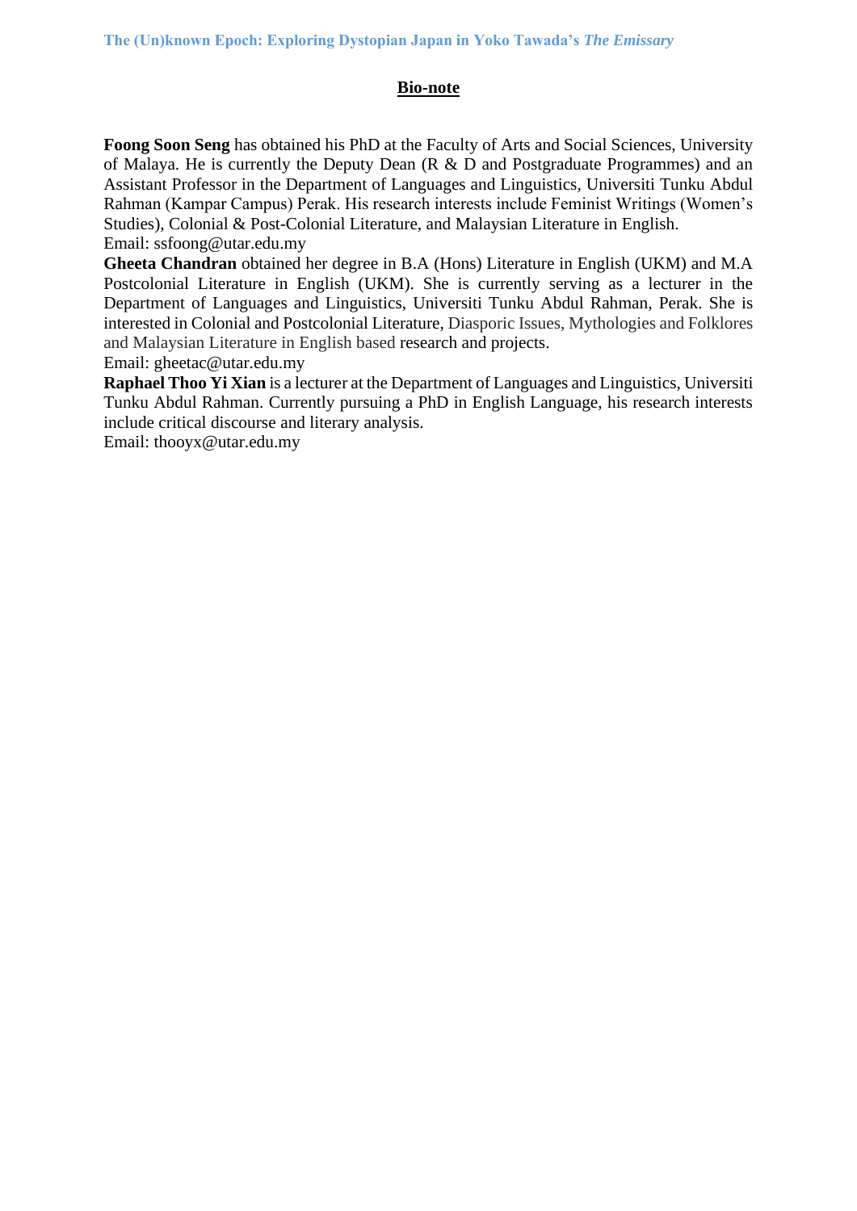## Bio-note

**Foong Soon Seng** has obtained his PhD at the Faculty of Arts and Social Sciences, University of Malaya. He is currently the Deputy Dean (R & D and Postgraduate Programmes) and an Assistant Professor in the Department of Languages and Linguistics, Universiti Tunku Abdul Rahman (Kampar Campus) Perak. His research interests include Feminist Writings (Women's Studies), Colonial & Post-Colonial Literature, and Malaysian Literature in English.
Email: ssfoong@utar.edu.my

**Gheeta Chandran** obtained her degree in B.A (Hons) Literature in English (UKM) and M.A Postcolonial Literature in English (UKM). She is currently serving as a lecturer in the Department of Languages and Linguistics, Universiti Tunku Abdul Rahman, Perak. She is interested in Colonial and Postcolonial Literature, Diasporic Issues, Mythologies and Folklores and Malaysian Literature in English based research and projects.
Email: gheetac@utar.edu.my

**Raphael Thoo Yi Xian** is a lecturer at the Department of Languages and Linguistics, Universiti Tunku Abdul Rahman. Currently pursuing a PhD in English Language, his research interests include critical discourse and literary analysis.
Email: thooyx@utar.edu.my